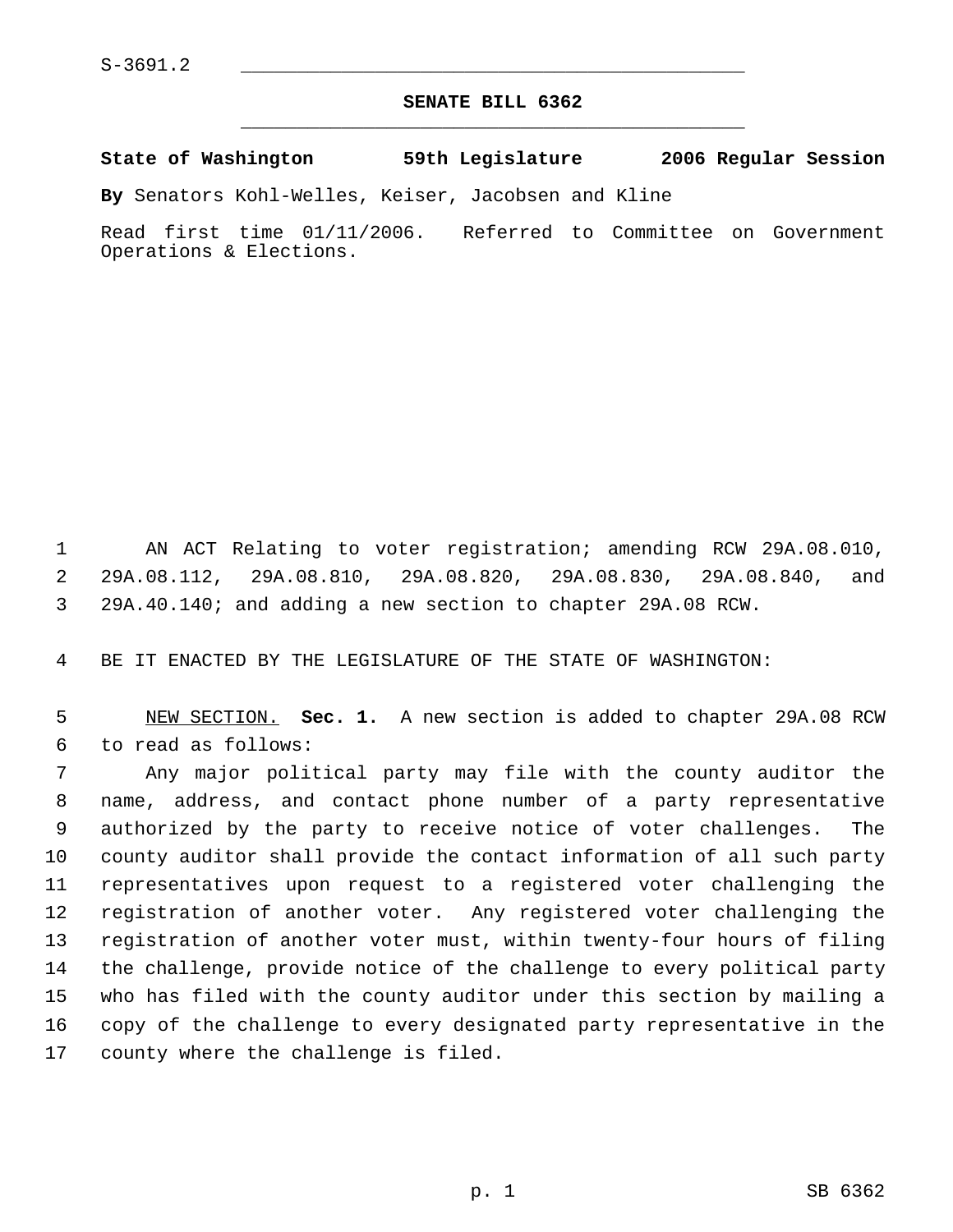S-3691.2

**SENATE BILL 6362**

**State of Washington 59th Legislature 2006 Regular Session**

**By** Senators Kohl-Welles, Keiser, Jacobsen and Kline

Read first time 01/11/2006. Referred to Committee on Government Operations & Elections.

AN ACT Relating to voter registration; amending RCW 29A.08.010, 29A.08.112, 29A.08.810, 29A.08.820, 29A.08.830, 29A.08.840, and 29A.40.140; and adding a new section to chapter 29A.08 RCW.

BE IT ENACTED BY THE LEGISLATURE OF THE STATE OF WASHINGTON:

NEW SECTION. **Sec. 1.** A new section is added to chapter 29A.08 RCW to read as follows:

Any major political party may file with the county auditor the name, address, and contact phone number of a party representative authorized by the party to receive notice of voter challenges. The county auditor shall provide the contact information of all such party representatives upon request to a registered voter challenging the registration of another voter. Any registered voter challenging the registration of another voter must, within twenty-four hours of filing the challenge, provide notice of the challenge to every political party who has filed with the county auditor under this section by mailing a copy of the challenge to every designated party representative in the county where the challenge is filed.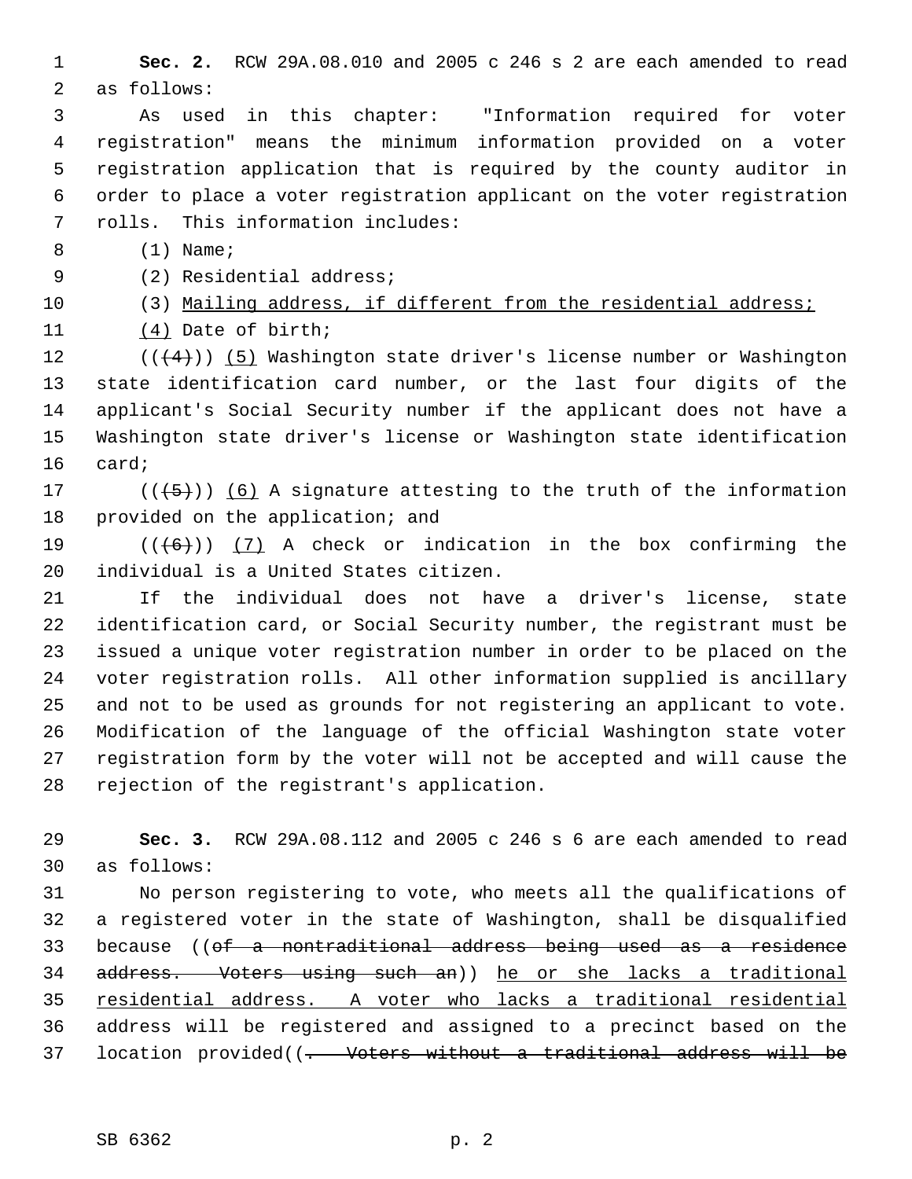**Sec. 2.** RCW 29A.08.010 and 2005 c 246 s 2 are each amended to read as follows:

As used in this chapter: "Information required for voter registration" means the minimum information provided on a voter registration application that is required by the county auditor in order to place a voter registration applicant on the voter registration rolls. This information includes:

(1) Name;

(2) Residential address;

(3) <u>Mailing address, if different from the residential address;</u>

<u>(4)</u> Date of birth;

((~~(4)~~)) <u>(5)</u> Washington state driver's license number or Washington state identification card number, or the last four digits of the applicant's Social Security number if the applicant does not have a Washington state driver's license or Washington state identification card;

((~~(5)~~)) <u>(6)</u> A signature attesting to the truth of the information provided on the application; and

((~~(6)~~)) <u>(7)</u> A check or indication in the box confirming the individual is a United States citizen.

If the individual does not have a driver's license, state identification card, or Social Security number, the registrant must be issued a unique voter registration number in order to be placed on the voter registration rolls. All other information supplied is ancillary and not to be used as grounds for not registering an applicant to vote. Modification of the language of the official Washington state voter registration form by the voter will not be accepted and will cause the rejection of the registrant's application.

**Sec. 3.** RCW 29A.08.112 and 2005 c 246 s 6 are each amended to read as follows:

No person registering to vote, who meets all the qualifications of a registered voter in the state of Washington, shall be disqualified because ((~~of a nontraditional address being used as a residence address. Voters using such an~~)) <u>he or she lacks a traditional residential address. A voter who lacks a traditional residential</u> address will be registered and assigned to a precinct based on the location provided((~~. Voters without a traditional address will be~~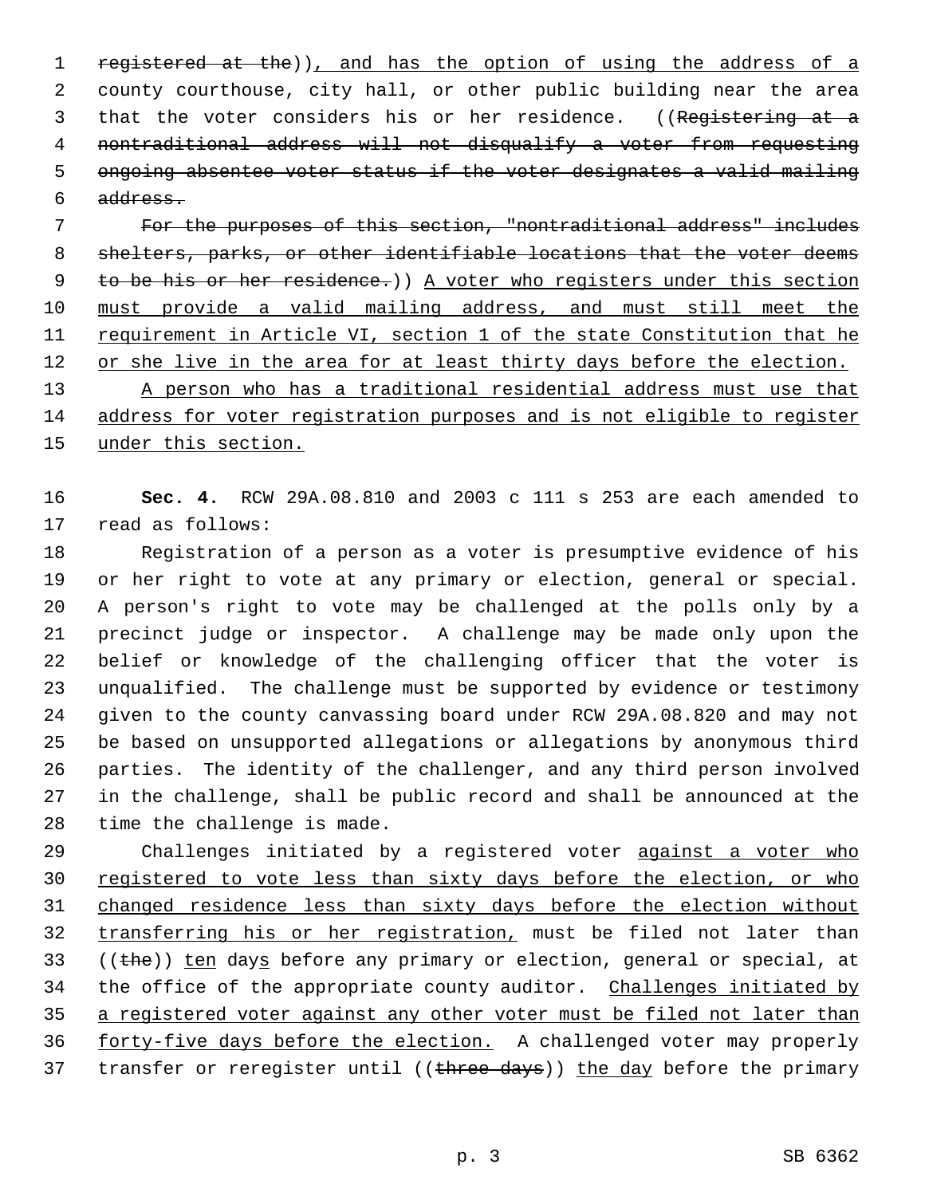registered at the)), and has the option of using the address of a county courthouse, city hall, or other public building near the area that the voter considers his or her residence. ((Registering at a nontraditional address will not disqualify a voter from requesting ongoing absentee voter status if the voter designates a valid mailing address.

For the purposes of this section, "nontraditional address" includes shelters, parks, or other identifiable locations that the voter deems to be his or her residence.)) A voter who registers under this section must provide a valid mailing address, and must still meet the requirement in Article VI, section 1 of the state Constitution that he or she live in the area for at least thirty days before the election.

A person who has a traditional residential address must use that address for voter registration purposes and is not eligible to register under this section.

**Sec. 4.** RCW 29A.08.810 and 2003 c 111 s 253 are each amended to read as follows:

Registration of a person as a voter is presumptive evidence of his or her right to vote at any primary or election, general or special. A person's right to vote may be challenged at the polls only by a precinct judge or inspector. A challenge may be made only upon the belief or knowledge of the challenging officer that the voter is unqualified. The challenge must be supported by evidence or testimony given to the county canvassing board under RCW 29A.08.820 and may not be based on unsupported allegations or allegations by anonymous third parties. The identity of the challenger, and any third person involved in the challenge, shall be public record and shall be announced at the time the challenge is made.

Challenges initiated by a registered voter against a voter who registered to vote less than sixty days before the election, or who changed residence less than sixty days before the election without transferring his or her registration, must be filed not later than ((the)) ten days before any primary or election, general or special, at the office of the appropriate county auditor. Challenges initiated by a registered voter against any other voter must be filed not later than forty-five days before the election. A challenged voter may properly transfer or reregister until ((three days)) the day before the primary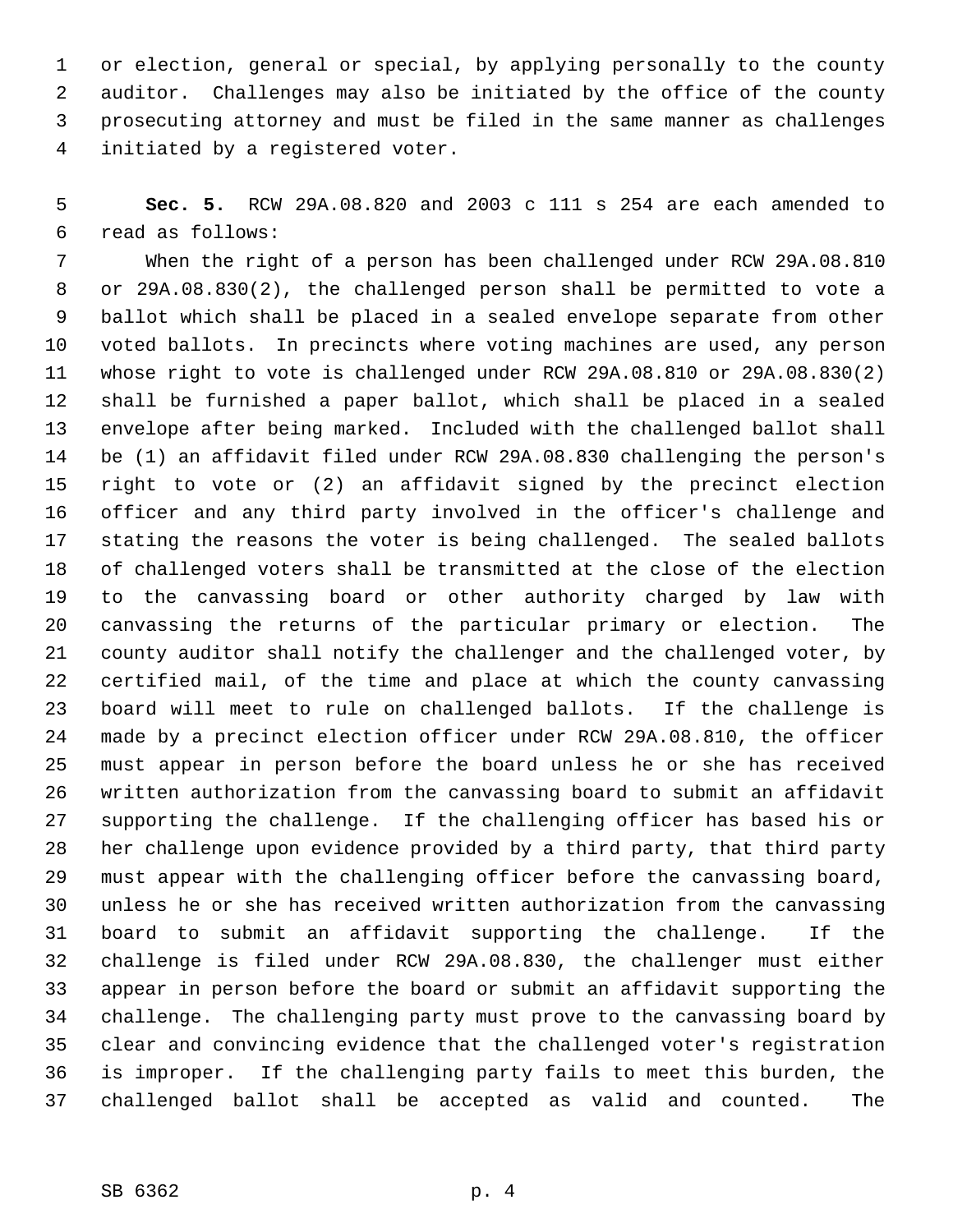or election, general or special, by applying personally to the county auditor. Challenges may also be initiated by the office of the county prosecuting attorney and must be filed in the same manner as challenges initiated by a registered voter.

**Sec. 5.** RCW 29A.08.820 and 2003 c 111 s 254 are each amended to read as follows:

When the right of a person has been challenged under RCW 29A.08.810 or 29A.08.830(2), the challenged person shall be permitted to vote a ballot which shall be placed in a sealed envelope separate from other voted ballots. In precincts where voting machines are used, any person whose right to vote is challenged under RCW 29A.08.810 or 29A.08.830(2) shall be furnished a paper ballot, which shall be placed in a sealed envelope after being marked. Included with the challenged ballot shall be (1) an affidavit filed under RCW 29A.08.830 challenging the person's right to vote or (2) an affidavit signed by the precinct election officer and any third party involved in the officer's challenge and stating the reasons the voter is being challenged. The sealed ballots of challenged voters shall be transmitted at the close of the election to the canvassing board or other authority charged by law with canvassing the returns of the particular primary or election. The county auditor shall notify the challenger and the challenged voter, by certified mail, of the time and place at which the county canvassing board will meet to rule on challenged ballots. If the challenge is made by a precinct election officer under RCW 29A.08.810, the officer must appear in person before the board unless he or she has received written authorization from the canvassing board to submit an affidavit supporting the challenge. If the challenging officer has based his or her challenge upon evidence provided by a third party, that third party must appear with the challenging officer before the canvassing board, unless he or she has received written authorization from the canvassing board to submit an affidavit supporting the challenge. If the challenge is filed under RCW 29A.08.830, the challenger must either appear in person before the board or submit an affidavit supporting the challenge. The challenging party must prove to the canvassing board by clear and convincing evidence that the challenged voter's registration is improper. If the challenging party fails to meet this burden, the challenged ballot shall be accepted as valid and counted. The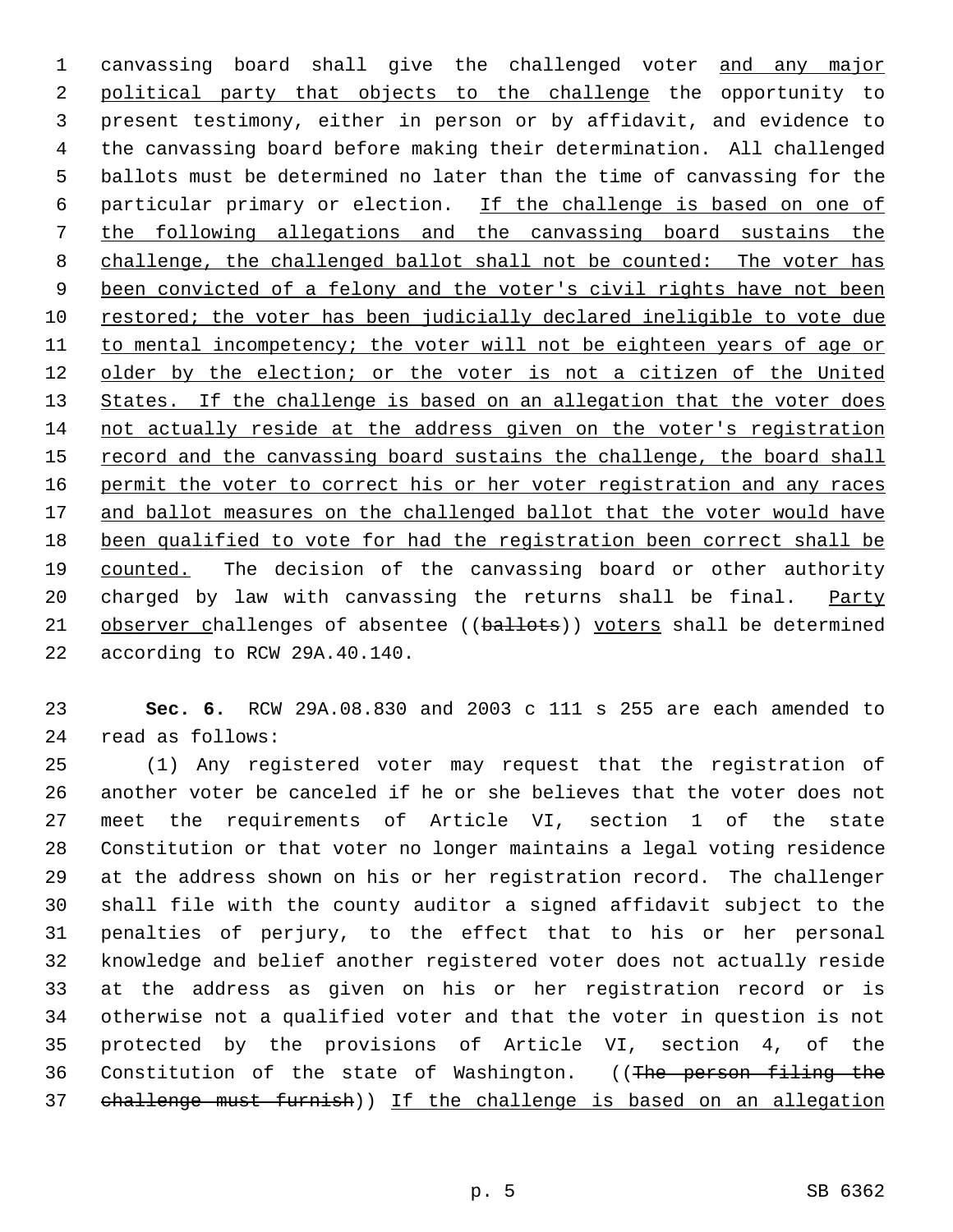canvassing board shall give the challenged voter <u>and any major political party that objects to the challenge</u> the opportunity to present testimony, either in person or by affidavit, and evidence to the canvassing board before making their determination. All challenged ballots must be determined no later than the time of canvassing for the particular primary or election. <u>If the challenge is based on one of the following allegations and the canvassing board sustains the challenge, the challenged ballot shall not be counted: The voter has been convicted of a felony and the voter's civil rights have not been restored; the voter has been judicially declared ineligible to vote due to mental incompetency; the voter will not be eighteen years of age or older by the election; or the voter is not a citizen of the United States. If the challenge is based on an allegation that the voter does not actually reside at the address given on the voter's registration record and the canvassing board sustains the challenge, the board shall permit the voter to correct his or her voter registration and any races and ballot measures on the challenged ballot that the voter would have been qualified to vote for had the registration been correct shall be counted.</u> The decision of the canvassing board or other authority charged by law with canvassing the returns shall be final. <u>Party observer c</u>hallenges of absentee ((~~ballots~~)) <u>voters</u> shall be determined according to RCW 29A.40.140.

**Sec. 6.** RCW 29A.08.830 and 2003 c 111 s 255 are each amended to read as follows:

(1) Any registered voter may request that the registration of another voter be canceled if he or she believes that the voter does not meet the requirements of Article VI, section 1 of the state Constitution or that voter no longer maintains a legal voting residence at the address shown on his or her registration record. The challenger shall file with the county auditor a signed affidavit subject to the penalties of perjury, to the effect that to his or her personal knowledge and belief another registered voter does not actually reside at the address as given on his or her registration record or is otherwise not a qualified voter and that the voter in question is not protected by the provisions of Article VI, section 4, of the Constitution of the state of Washington. ((~~The person filing the challenge must furnish~~)) <u>If the challenge is based on an allegation</u>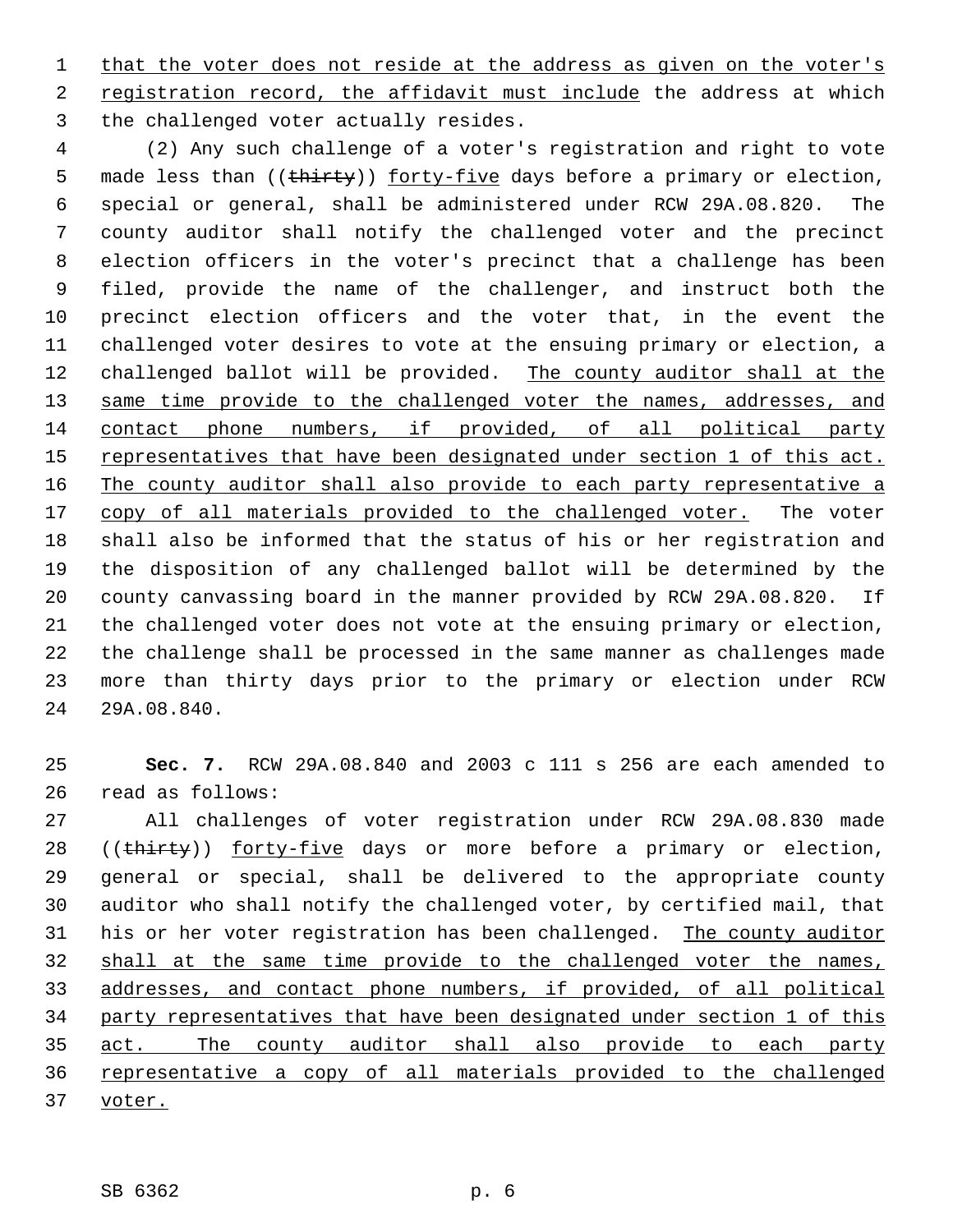that the voter does not reside at the address as given on the voter's registration record, the affidavit must include the address at which the challenged voter actually resides.

(2) Any such challenge of a voter's registration and right to vote made less than ((~~thirty~~)) forty-five days before a primary or election, special or general, shall be administered under RCW 29A.08.820. The county auditor shall notify the challenged voter and the precinct election officers in the voter's precinct that a challenge has been filed, provide the name of the challenger, and instruct both the precinct election officers and the voter that, in the event the challenged voter desires to vote at the ensuing primary or election, a challenged ballot will be provided. The county auditor shall at the same time provide to the challenged voter the names, addresses, and contact phone numbers, if provided, of all political party representatives that have been designated under section 1 of this act. The county auditor shall also provide to each party representative a copy of all materials provided to the challenged voter. The voter shall also be informed that the status of his or her registration and the disposition of any challenged ballot will be determined by the county canvassing board in the manner provided by RCW 29A.08.820. If the challenged voter does not vote at the ensuing primary or election, the challenge shall be processed in the same manner as challenges made more than thirty days prior to the primary or election under RCW 29A.08.840.

**Sec. 7.** RCW 29A.08.840 and 2003 c 111 s 256 are each amended to read as follows:

All challenges of voter registration under RCW 29A.08.830 made ((~~thirty~~)) forty-five days or more before a primary or election, general or special, shall be delivered to the appropriate county auditor who shall notify the challenged voter, by certified mail, that his or her voter registration has been challenged. The county auditor shall at the same time provide to the challenged voter the names, addresses, and contact phone numbers, if provided, of all political party representatives that have been designated under section 1 of this act. The county auditor shall also provide to each party representative a copy of all materials provided to the challenged voter.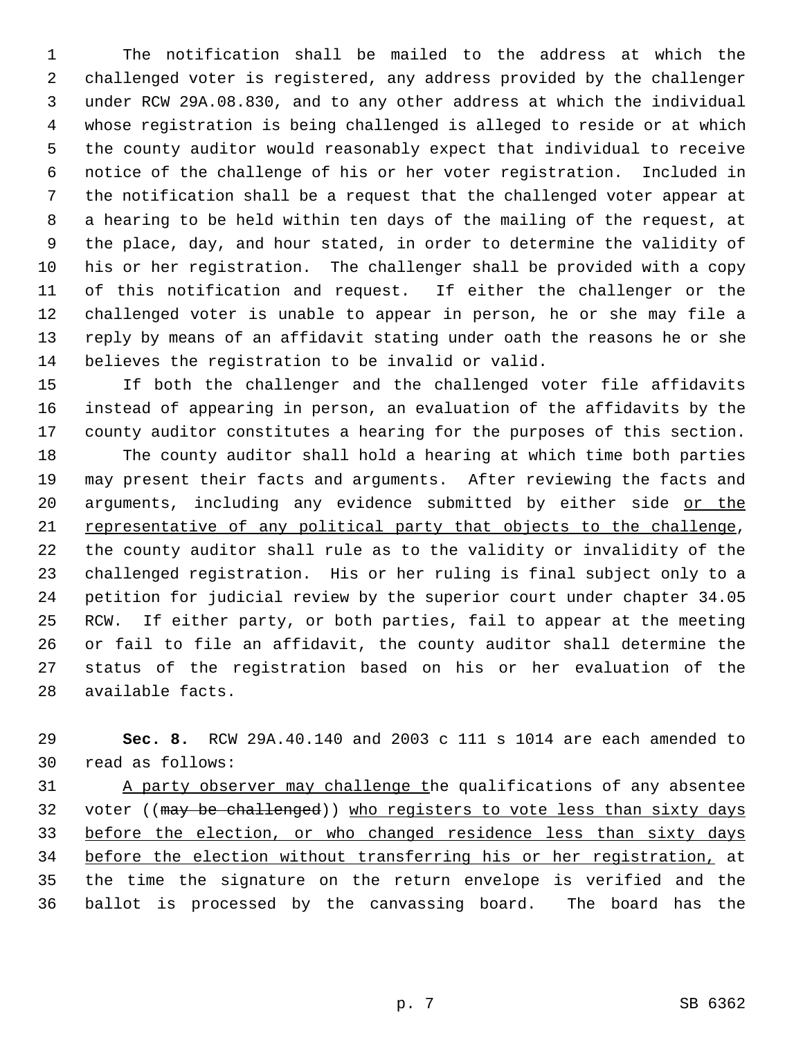The notification shall be mailed to the address at which the challenged voter is registered, any address provided by the challenger under RCW 29A.08.830, and to any other address at which the individual whose registration is being challenged is alleged to reside or at which the county auditor would reasonably expect that individual to receive notice of the challenge of his or her voter registration. Included in the notification shall be a request that the challenged voter appear at a hearing to be held within ten days of the mailing of the request, at the place, day, and hour stated, in order to determine the validity of his or her registration. The challenger shall be provided with a copy of this notification and request. If either the challenger or the challenged voter is unable to appear in person, he or she may file a reply by means of an affidavit stating under oath the reasons he or she believes the registration to be invalid or valid.

If both the challenger and the challenged voter file affidavits instead of appearing in person, an evaluation of the affidavits by the county auditor constitutes a hearing for the purposes of this section.

The county auditor shall hold a hearing at which time both parties may present their facts and arguments. After reviewing the facts and arguments, including any evidence submitted by either side <u>or the representative of any political party that objects to the challenge</u>, the county auditor shall rule as to the validity or invalidity of the challenged registration. His or her ruling is final subject only to a petition for judicial review by the superior court under chapter 34.05 RCW. If either party, or both parties, fail to appear at the meeting or fail to file an affidavit, the county auditor shall determine the status of the registration based on his or her evaluation of the available facts.

**Sec. 8.** RCW 29A.40.140 and 2003 c 111 s 1014 are each amended to read as follows:

<u>A party observer may challenge t</u>he qualifications of any absentee voter ((~~may be challenged~~)) <u>who registers to vote less than sixty days before the election, or who changed residence less than sixty days before the election without transferring his or her registration,</u> at the time the signature on the return envelope is verified and the ballot is processed by the canvassing board. The board has the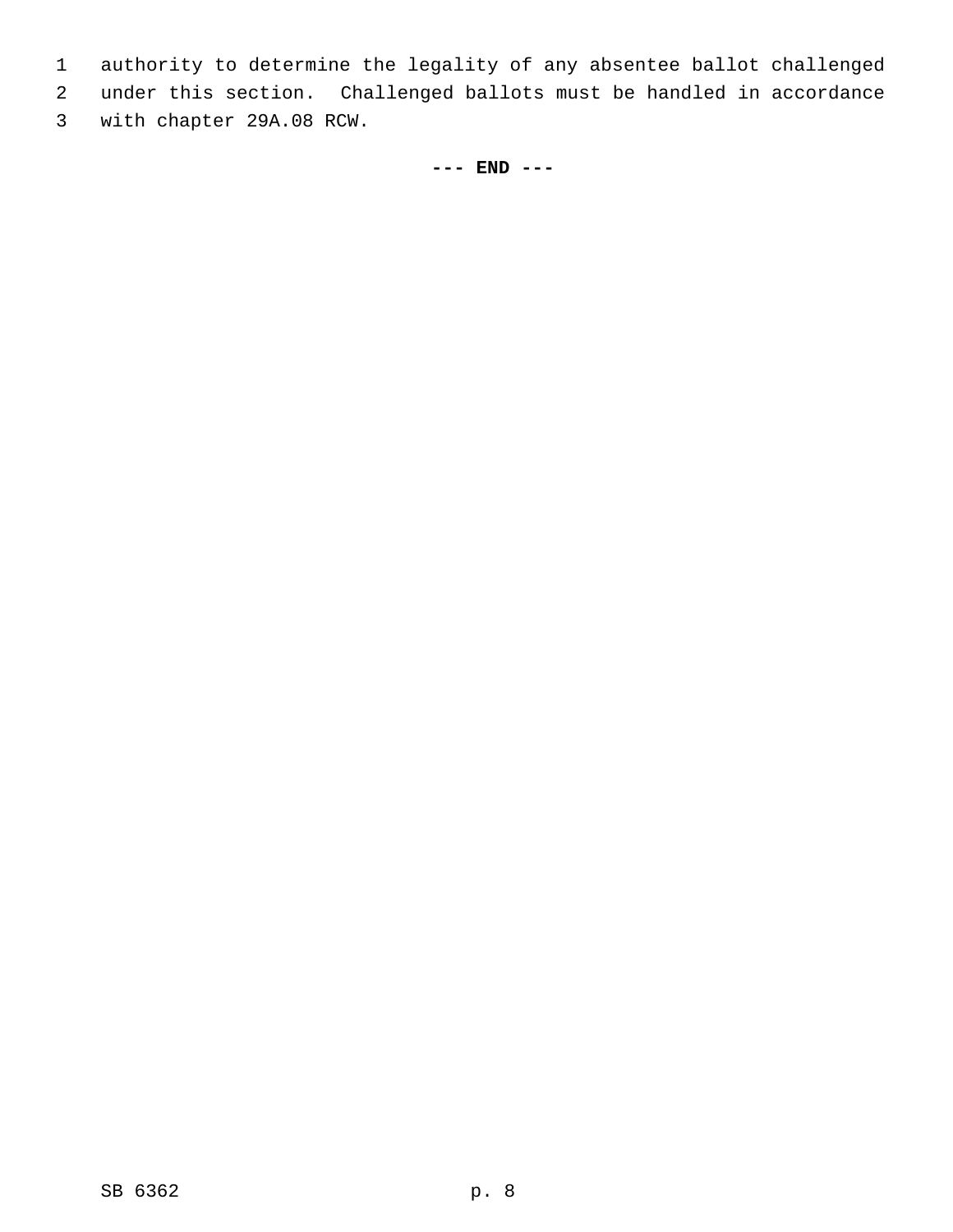authority to determine the legality of any absentee ballot challenged under this section. Challenged ballots must be handled in accordance with chapter 29A.08 RCW.

**--- END ---**